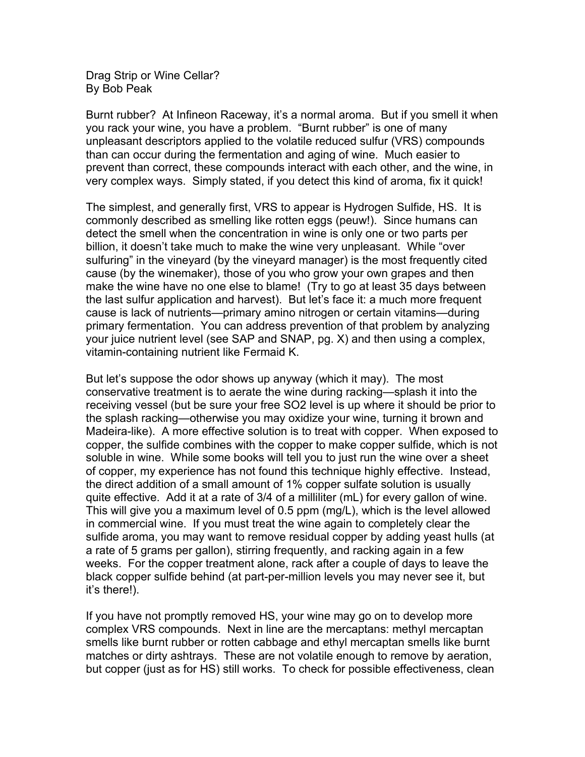# Drag Strip or Wine Cellar?

By Bob Peak

Burnt rubber? At Infineon Raceway, it's a normal aroma. But if you smell it when you rack your wine, you have a problem. "Burnt rubber" is one of many unpleasant descriptors applied to the volatile reduced sulfur (VRS) compounds than can occur during the fermentation and aging of wine. Much easier to prevent than correct, these compounds interact with each other, and the wine, in very complex ways. Simply stated, if you detect this kind of aroma, fix it quick!

The simplest, and generally first, VRS to appear is Hydrogen Sulfide, HS. It is commonly described as smelling like rotten eggs (peuw!). Since humans can detect the smell when the concentration in wine is only one or two parts per billion, it doesn't take much to make the wine very unpleasant. While "over sulfuring" in the vineyard (by the vineyard manager) is the most frequently cited cause (by the winemaker), those of you who grow your own grapes and then make the wine have no one else to blame! (Try to go at least 35 days between the last sulfur application and harvest). But let's face it: a much more frequent cause is lack of nutrients—primary amino nitrogen or certain vitamins—during primary fermentation. You can address prevention of that problem by analyzing your juice nutrient level (see SAP and SNAP, pg. X) and then using a complex, vitamin-containing nutrient like Fermaid K.

But let's suppose the odor shows up anyway (which it may). The most conservative treatment is to aerate the wine during racking—splash it into the receiving vessel (but be sure your free SO2 level is up where it should be prior to the splash racking—otherwise you may oxidize your wine, turning it brown and Madeira-like). A more effective solution is to treat with copper. When exposed to copper, the sulfide combines with the copper to make copper sulfide, which is not soluble in wine. While some books will tell you to just run the wine over a sheet of copper, my experience has not found this technique highly effective. Instead, the direct addition of a small amount of 1% copper sulfate solution is usually quite effective. Add it at a rate of 3/4 of a milliliter (mL) for every gallon of wine. This will give you a maximum level of 0.5 ppm (mg/L), which is the level allowed in commercial wine. If you must treat the wine again to completely clear the sulfide aroma, you may want to remove residual copper by adding yeast hulls (at a rate of 5 grams per gallon), stirring frequently, and racking again in a few weeks. For the copper treatment alone, rack after a couple of days to leave the black copper sulfide behind (at part-per-million levels you may never see it, but it's there!).

If you have not promptly removed HS, your wine may go on to develop more complex VRS compounds. Next in line are the mercaptans: methyl mercaptan smells like burnt rubber or rotten cabbage and ethyl mercaptan smells like burnt matches or dirty ashtrays. These are not volatile enough to remove by aeration, but copper (just as for HS) still works. To check for possible effectiveness, clean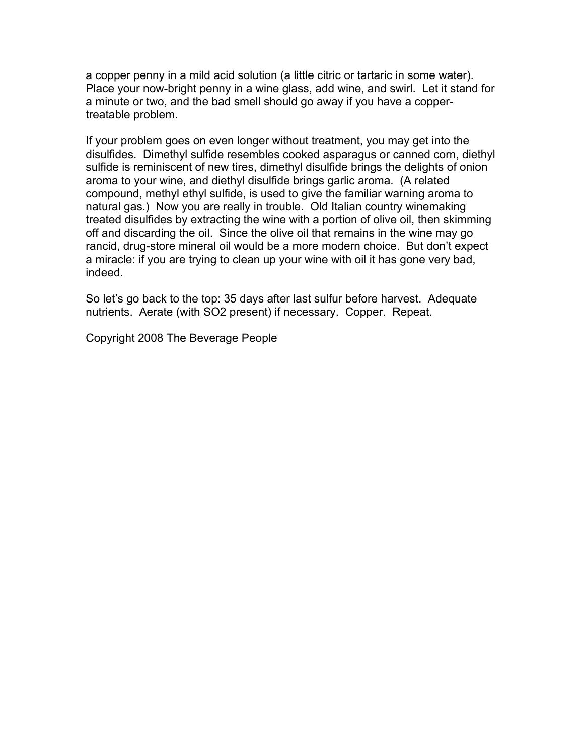a copper penny in a mild acid solution (a little citric or tartaric in some water). Place your now-bright penny in a wine glass, add wine, and swirl. Let it stand for a minute or two, and the bad smell should go away if you have a copper-treatable problem.

If your problem goes on even longer without treatment, you may get into the disulfides. Dimethyl sulfide resembles cooked asparagus or canned corn, diethyl sulfide is reminiscent of new tires, dimethyl disulfide brings the delights of onion aroma to your wine, and diethyl disulfide brings garlic aroma. (A related compound, methyl ethyl sulfide, is used to give the familiar warning aroma to natural gas.) Now you are really in trouble. Old Italian country winemaking treated disulfides by extracting the wine with a portion of olive oil, then skimming off and discarding the oil. Since the olive oil that remains in the wine may go rancid, drug-store mineral oil would be a more modern choice. But don't expect a miracle: if you are trying to clean up your wine with oil it has gone very bad, indeed.

So let's go back to the top: 35 days after last sulfur before harvest. Adequate nutrients. Aerate (with $SO_2$ present) if necessary. Copper. Repeat.

Copyright 2008 The Beverage People